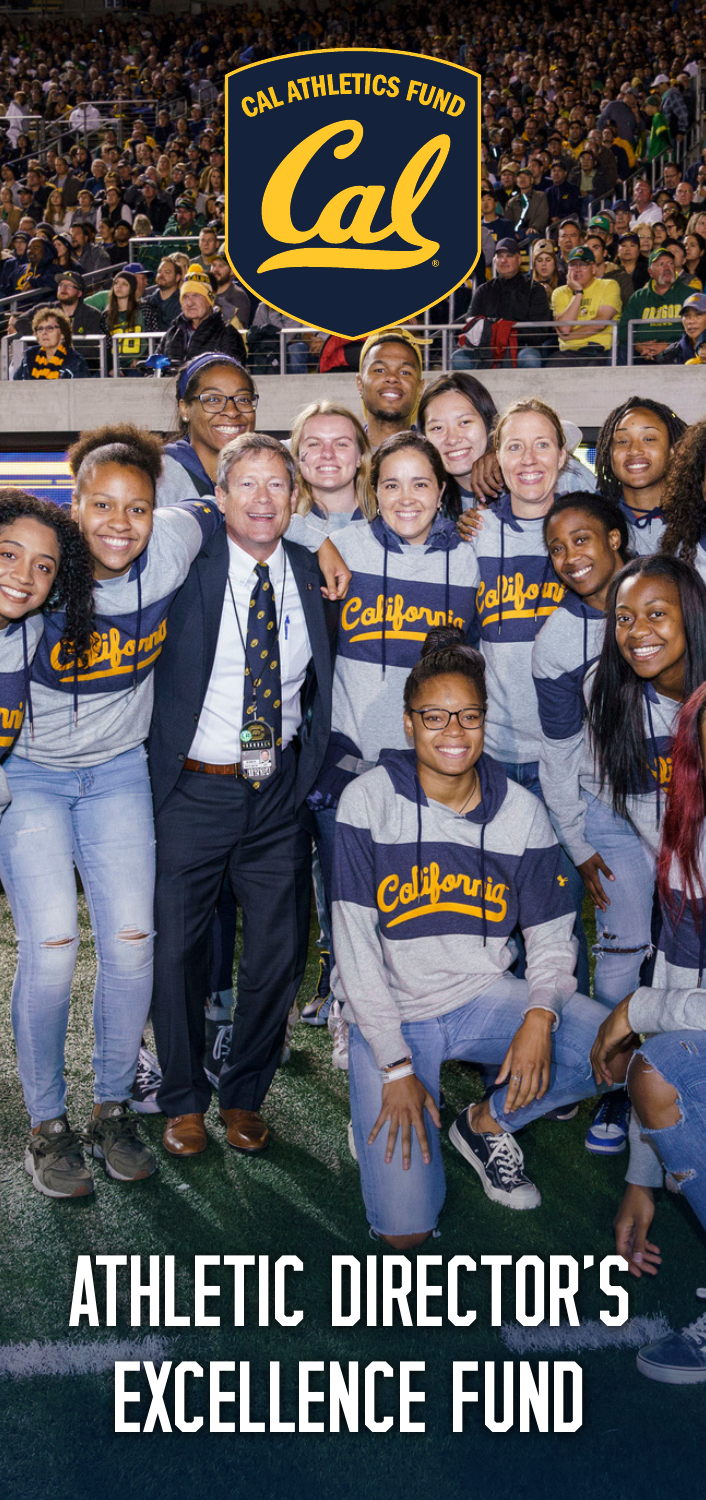CAL ATHLETICS FUND

Cal

# ATHLETIC DIRECTOR'S EXCELLENCE FUND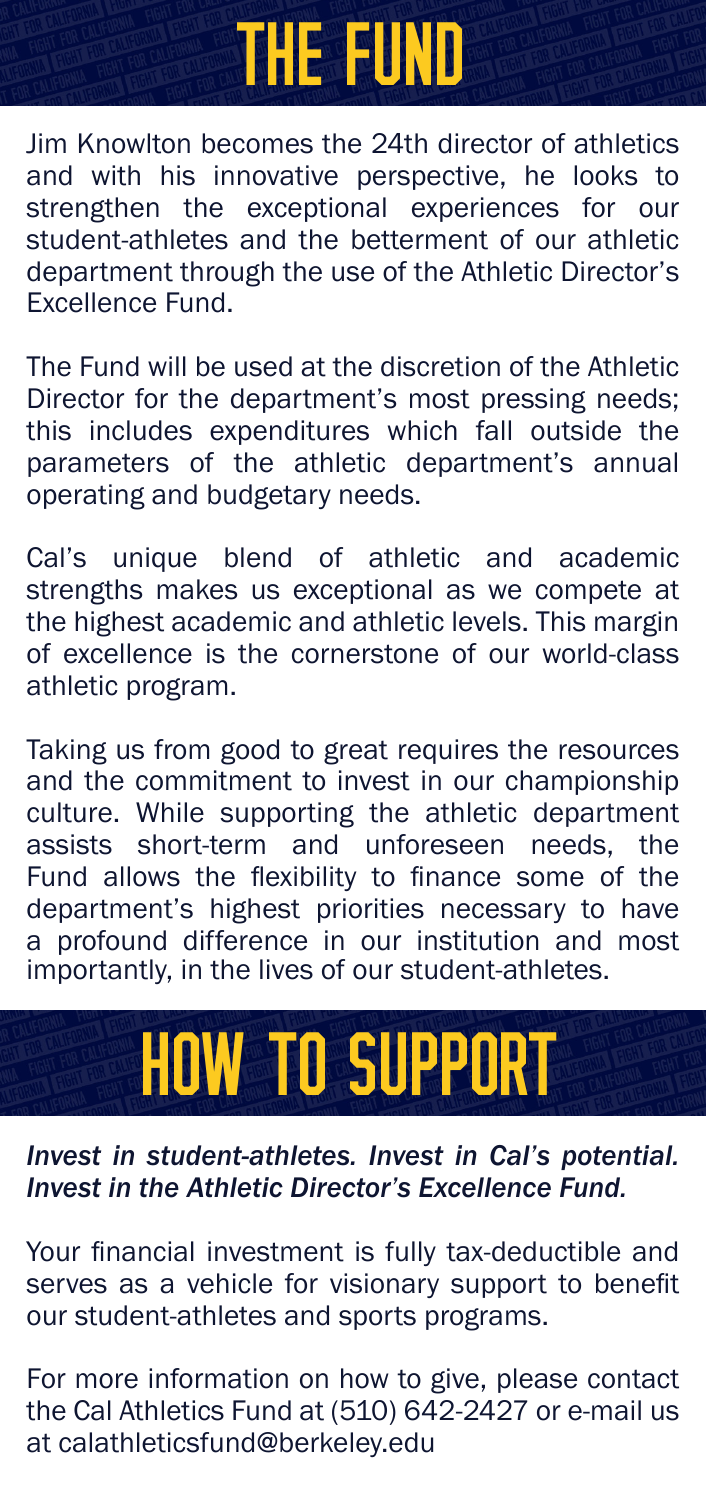# THE FUND

Jim Knowlton becomes the 24th director of athletics and with his innovative perspective, he looks to strengthen the exceptional experiences for our student-athletes and the betterment of our athletic department through the use of the Athletic Director's Excellence Fund.

The Fund will be used at the discretion of the Athletic Director for the department's most pressing needs; this includes expenditures which fall outside the parameters of the athletic department's annual operating and budgetary needs.

Cal's unique blend of athletic and academic strengths makes us exceptional as we compete at the highest academic and athletic levels. This margin of excellence is the cornerstone of our world-class athletic program.

Taking us from good to great requires the resources and the commitment to invest in our championship culture. While supporting the athletic department assists short-term and unforeseen needs, the Fund allows the flexibility to finance some of the department's highest priorities necessary to have a profound difference in our institution and most importantly, in the lives of our student-athletes.

# HOW TO SUPPORT

***Invest in student-athletes. Invest in Cal's potential. Invest in the Athletic Director's Excellence Fund.***

Your financial investment is fully tax-deductible and serves as a vehicle for visionary support to benefit our student-athletes and sports programs.

For more information on how to give, please contact the Cal Athletics Fund at (510) 642-2427 or e-mail us at calathleticsfund@berkeley.edu